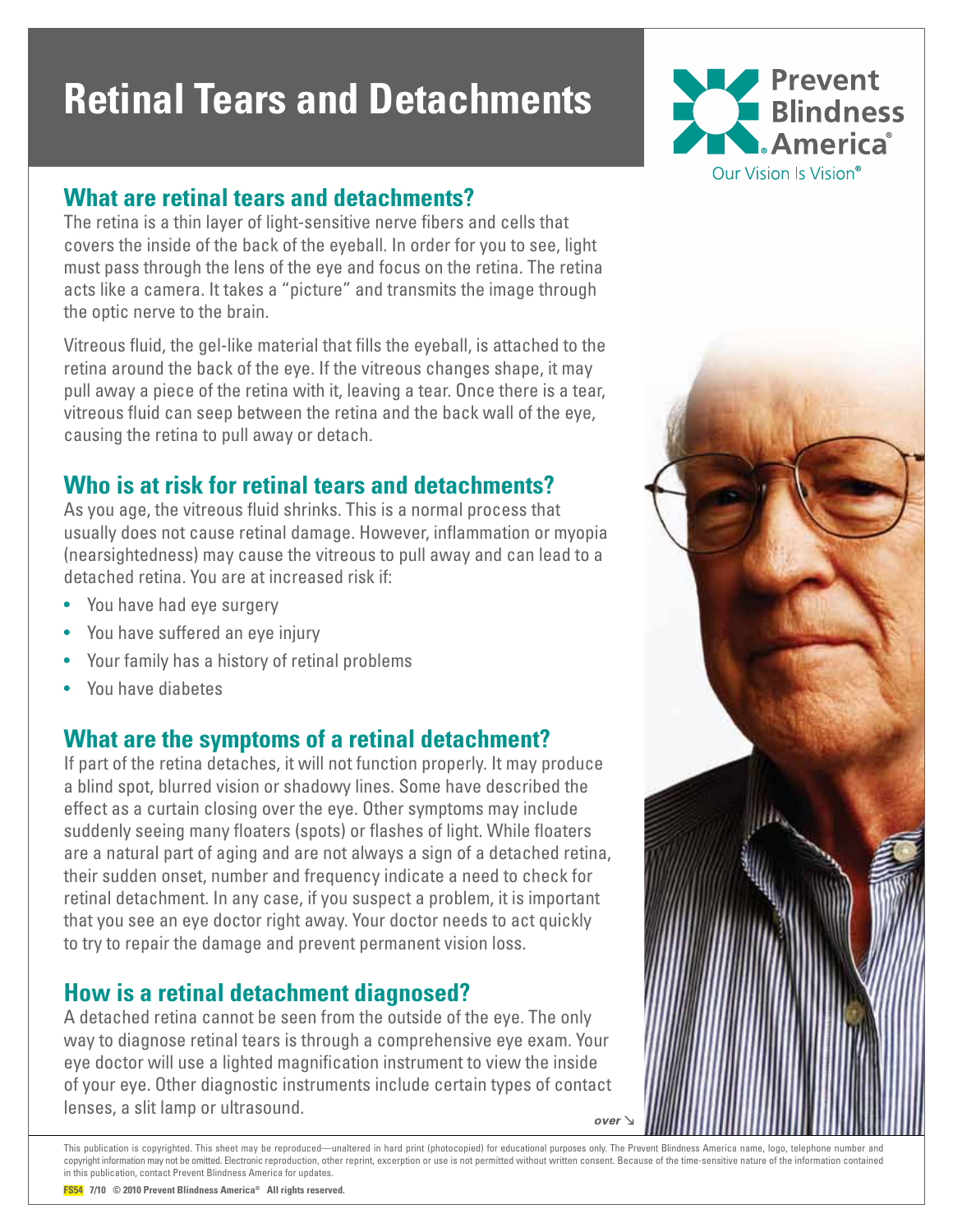# Retinal Tears and Detachments

Prevent Blindness America®

Our Vision Is Vision®

## What are retinal tears and detachments?

The retina is a thin layer of light-sensitive nerve fibers and cells that covers the inside of the back of the eyeball. In order for you to see, light must pass through the lens of the eye and focus on the retina. The retina acts like a camera. It takes a "picture" and transmits the image through the optic nerve to the brain.

Vitreous fluid, the gel-like material that fills the eyeball, is attached to the retina around the back of the eye. If the vitreous changes shape, it may pull away a piece of the retina with it, leaving a tear. Once there is a tear, vitreous fluid can seep between the retina and the back wall of the eye, causing the retina to pull away or detach.

## Who is at risk for retinal tears and detachments?

As you age, the vitreous fluid shrinks. This is a normal process that usually does not cause retinal damage. However, inflammation or myopia (nearsightedness) may cause the vitreous to pull away and can lead to a detached retina. You are at increased risk if:

- You have had eye surgery
- You have suffered an eye injury
- Your family has a history of retinal problems
- You have diabetes

## What are the symptoms of a retinal detachment?

If part of the retina detaches, it will not function properly. It may produce a blind spot, blurred vision or shadowy lines. Some have described the effect as a curtain closing over the eye. Other symptoms may include suddenly seeing many floaters (spots) or flashes of light. While floaters are a natural part of aging and are not always a sign of a detached retina, their sudden onset, number and frequency indicate a need to check for retinal detachment. In any case, if you suspect a problem, it is important that you see an eye doctor right away. Your doctor needs to act quickly to try to repair the damage and prevent permanent vision loss.

## How is a retinal detachment diagnosed?

A detached retina cannot be seen from the outside of the eye. The only way to diagnose retinal tears is through a comprehensive eye exam. Your eye doctor will use a lighted magnification instrument to view the inside of your eye. Other diagnostic instruments include certain types of contact lenses, a slit lamp or ultrasound.

*over* ↘

This publication is copyrighted. This sheet may be reproduced—unaltered in hard print (photocopied) for educational purposes only. The Prevent Blindness America name, logo, telephone number and copyright information may not be omitted. Electronic reproduction, other reprint, excerption or use is not permitted without written consent. Because of the time-sensitive nature of the information contained in this publication, contact Prevent Blindness America for updates.

**FS54 7/10 © 2010 Prevent Blindness America® All rights reserved.**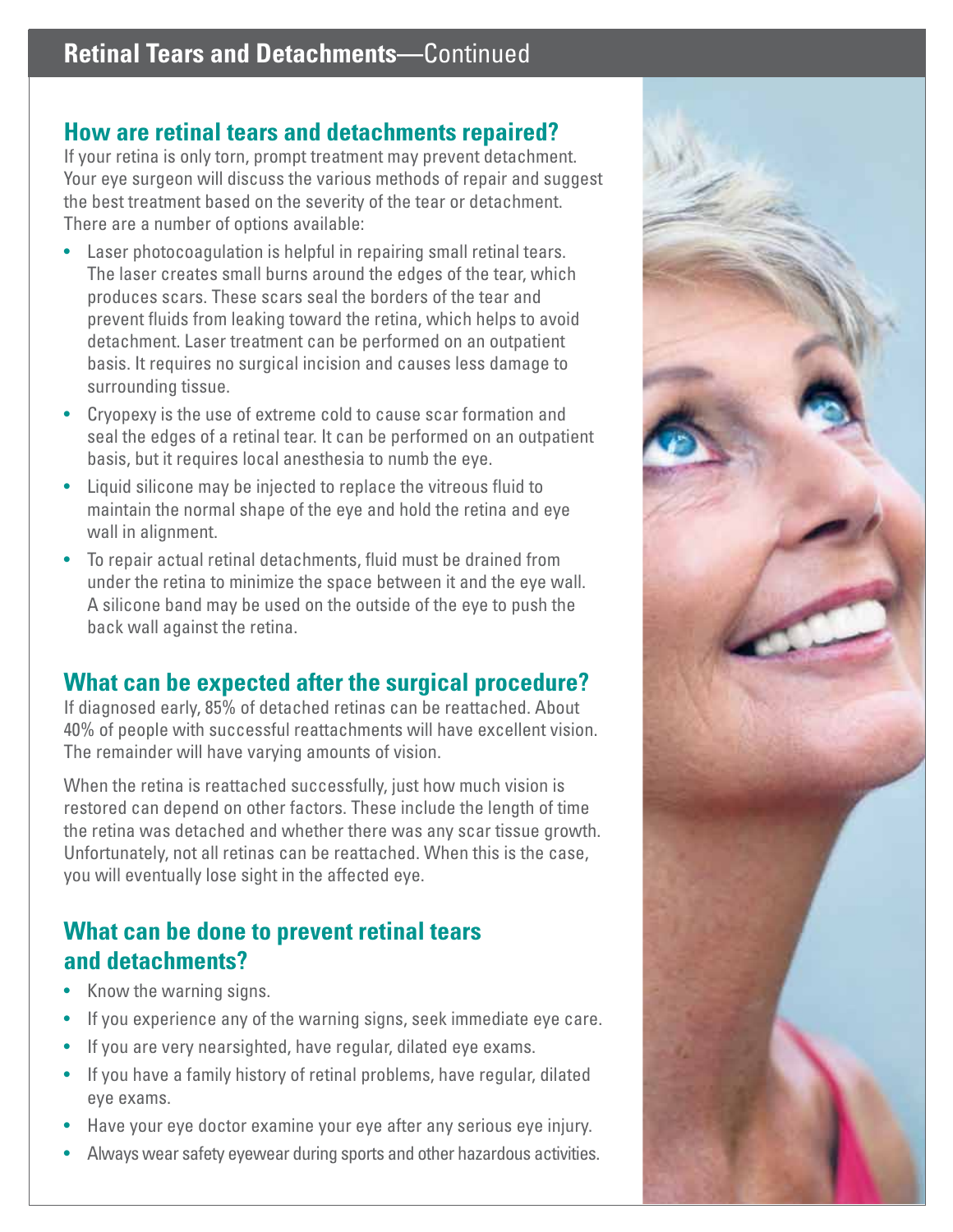## Retinal Tears and Detachments—Continued

### How are retinal tears and detachments repaired?

If your retina is only torn, prompt treatment may prevent detachment. Your eye surgeon will discuss the various methods of repair and suggest the best treatment based on the severity of the tear or detachment. There are a number of options available:

- Laser photocoagulation is helpful in repairing small retinal tears. The laser creates small burns around the edges of the tear, which produces scars. These scars seal the borders of the tear and prevent fluids from leaking toward the retina, which helps to avoid detachment. Laser treatment can be performed on an outpatient basis. It requires no surgical incision and causes less damage to surrounding tissue.
- Cryopexy is the use of extreme cold to cause scar formation and seal the edges of a retinal tear. It can be performed on an outpatient basis, but it requires local anesthesia to numb the eye.
- Liquid silicone may be injected to replace the vitreous fluid to maintain the normal shape of the eye and hold the retina and eye wall in alignment.
- To repair actual retinal detachments, fluid must be drained from under the retina to minimize the space between it and the eye wall. A silicone band may be used on the outside of the eye to push the back wall against the retina.

### What can be expected after the surgical procedure?

If diagnosed early, 85% of detached retinas can be reattached. About 40% of people with successful reattachments will have excellent vision. The remainder will have varying amounts of vision.

When the retina is reattached successfully, just how much vision is restored can depend on other factors. These include the length of time the retina was detached and whether there was any scar tissue growth. Unfortunately, not all retinas can be reattached. When this is the case, you will eventually lose sight in the affected eye.

### What can be done to prevent retinal tears and detachments?

- Know the warning signs.
- If you experience any of the warning signs, seek immediate eye care.
- If you are very nearsighted, have regular, dilated eye exams.
- If you have a family history of retinal problems, have regular, dilated eye exams.
- Have your eye doctor examine your eye after any serious eye injury.
- Always wear safety eyewear during sports and other hazardous activities.